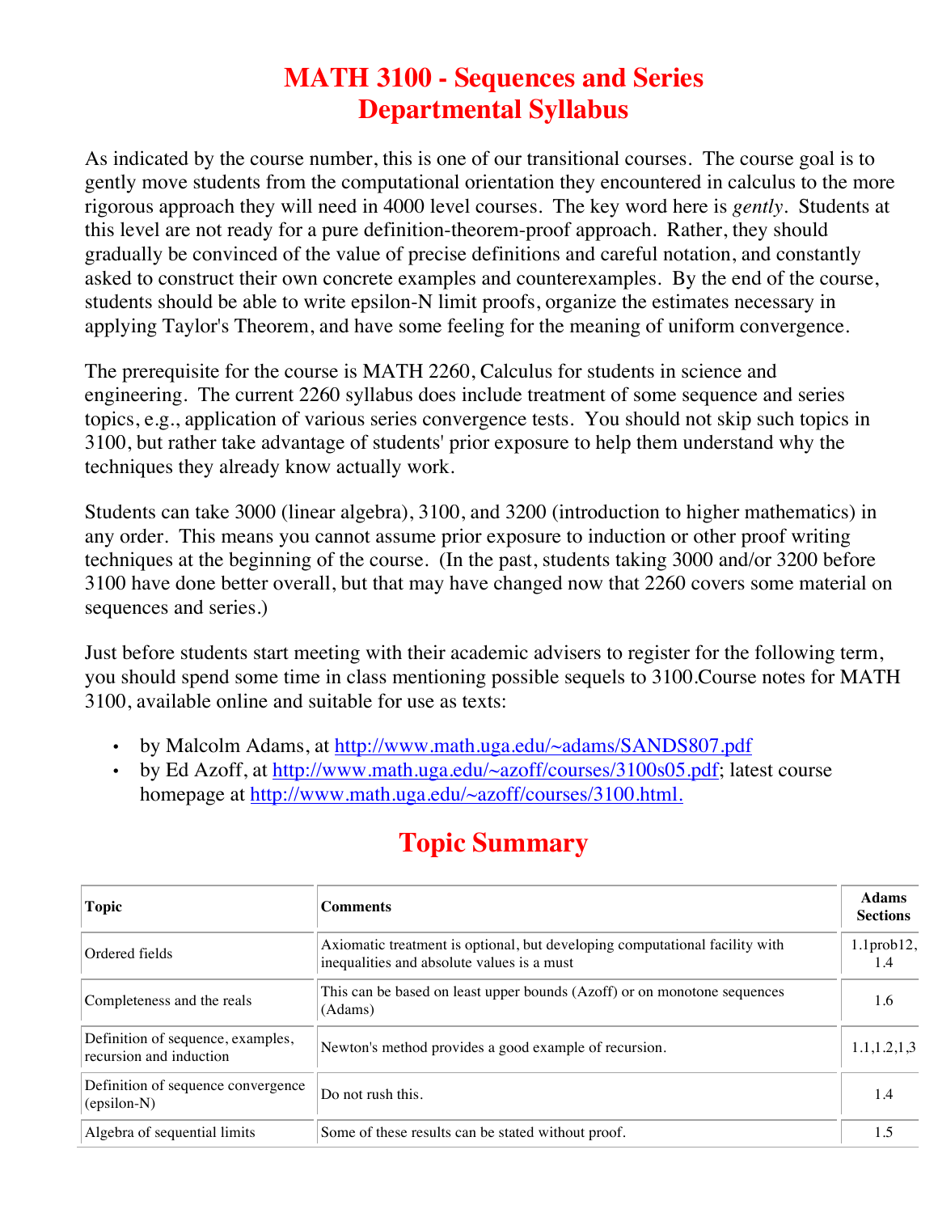# MATH 3100 - Sequences and Series
# Departmental Syllabus

As indicated by the course number, this is one of our transitional courses. The course goal is to gently move students from the computational orientation they encountered in calculus to the more rigorous approach they will need in 4000 level courses. The key word here is *gently*. Students at this level are not ready for a pure definition-theorem-proof approach. Rather, they should gradually be convinced of the value of precise definitions and careful notation, and constantly asked to construct their own concrete examples and counterexamples. By the end of the course, students should be able to write epsilon-N limit proofs, organize the estimates necessary in applying Taylor's Theorem, and have some feeling for the meaning of uniform convergence.

The prerequisite for the course is MATH 2260, Calculus for students in science and engineering. The current 2260 syllabus does include treatment of some sequence and series topics, e.g., application of various series convergence tests. You should not skip such topics in 3100, but rather take advantage of students' prior exposure to help them understand why the techniques they already know actually work.

Students can take 3000 (linear algebra), 3100, and 3200 (introduction to higher mathematics) in any order. This means you cannot assume prior exposure to induction or other proof writing techniques at the beginning of the course. (In the past, students taking 3000 and/or 3200 before 3100 have done better overall, but that may have changed now that 2260 covers some material on sequences and series.)

Just before students start meeting with their academic advisers to register for the following term, you should spend some time in class mentioning possible sequels to 3100.Course notes for MATH 3100, available online and suitable for use as texts:

- by Malcolm Adams, at http://www.math.uga.edu/~adams/SANDS807.pdf
- by Ed Azoff, at http://www.math.uga.edu/~azoff/courses/3100s05.pdf; latest course homepage at http://www.math.uga.edu/~azoff/courses/3100.html.

## Topic Summary

| Topic | Comments | Adams Sections |
|---|---|---|
| Ordered fields | Axiomatic treatment is optional, but developing computational facility with inequalities and absolute values is a must | 1.1prob12, 1.4 |
| Completeness and the reals | This can be based on least upper bounds (Azoff) or on monotone sequences (Adams) | 1.6 |
| Definition of sequence, examples, recursion and induction | Newton's method provides a good example of recursion. | 1.1,1.2,1,3 |
| Definition of sequence convergence (epsilon-N) | Do not rush this. | 1.4 |
| Algebra of sequential limits | Some of these results can be stated without proof. | 1.5 |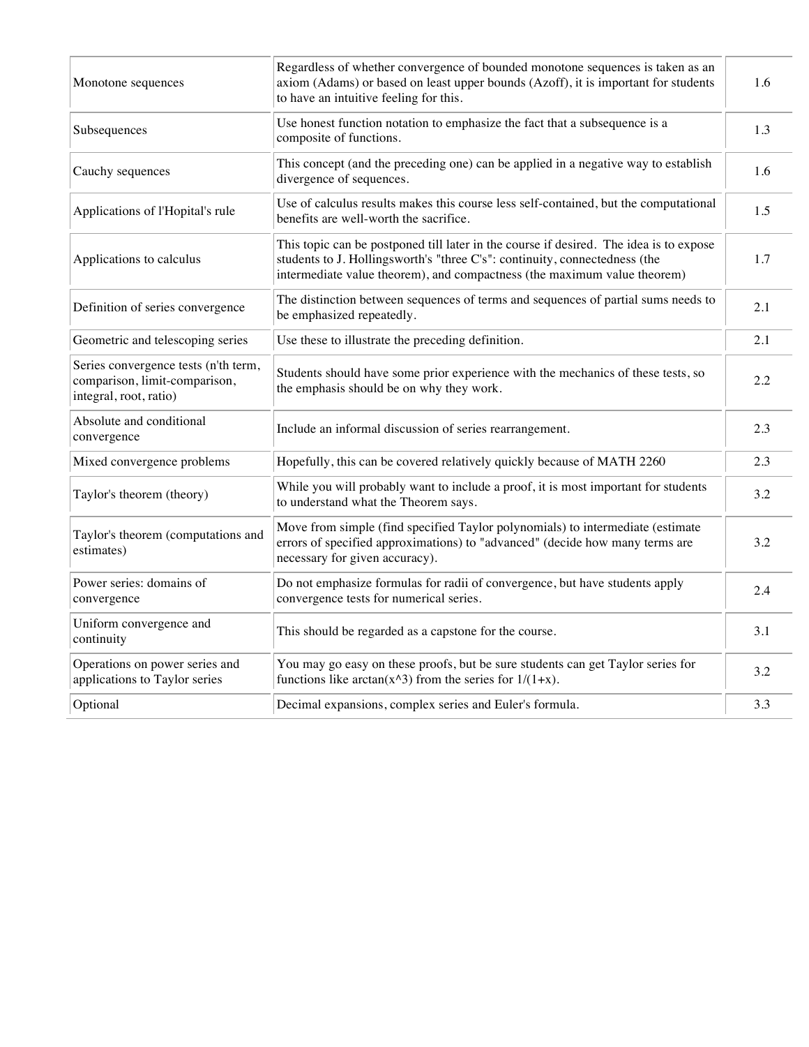| | | |
|---|---|---|
| Monotone sequences | Regardless of whether convergence of bounded monotone sequences is taken as an axiom (Adams) or based on least upper bounds (Azoff), it is important for students to have an intuitive feeling for this. | 1.6 |
| Subsequences | Use honest function notation to emphasize the fact that a subsequence is a composite of functions. | 1.3 |
| Cauchy sequences | This concept (and the preceding one) can be applied in a negative way to establish divergence of sequences. | 1.6 |
| Applications of l'Hopital's rule | Use of calculus results makes this course less self-contained, but the computational benefits are well-worth the sacrifice. | 1.5 |
| Applications to calculus | This topic can be postponed till later in the course if desired. The idea is to expose students to J. Hollingsworth's "three C's": continuity, connectedness (the intermediate value theorem), and compactness (the maximum value theorem) | 1.7 |
| Definition of series convergence | The distinction between sequences of terms and sequences of partial sums needs to be emphasized repeatedly. | 2.1 |
| Geometric and telescoping series | Use these to illustrate the preceding definition. | 2.1 |
| Series convergence tests (n'th term, comparison, limit-comparison, integral, root, ratio) | Students should have some prior experience with the mechanics of these tests, so the emphasis should be on why they work. | 2.2 |
| Absolute and conditional convergence | Include an informal discussion of series rearrangement. | 2.3 |
| Mixed convergence problems | Hopefully, this can be covered relatively quickly because of MATH 2260 | 2.3 |
| Taylor's theorem (theory) | While you will probably want to include a proof, it is most important for students to understand what the Theorem says. | 3.2 |
| Taylor's theorem (computations and estimates) | Move from simple (find specified Taylor polynomials) to intermediate (estimate errors of specified approximations) to "advanced" (decide how many terms are necessary for given accuracy). | 3.2 |
| Power series: domains of convergence | Do not emphasize formulas for radii of convergence, but have students apply convergence tests for numerical series. | 2.4 |
| Uniform convergence and continuity | This should be regarded as a capstone for the course. | 3.1 |
| Operations on power series and applications to Taylor series | You may go easy on these proofs, but be sure students can get Taylor series for functions like $\arctan(x^3)$ from the series for $1/(1+x)$. | 3.2 |
| Optional | Decimal expansions, complex series and Euler's formula. | 3.3 |